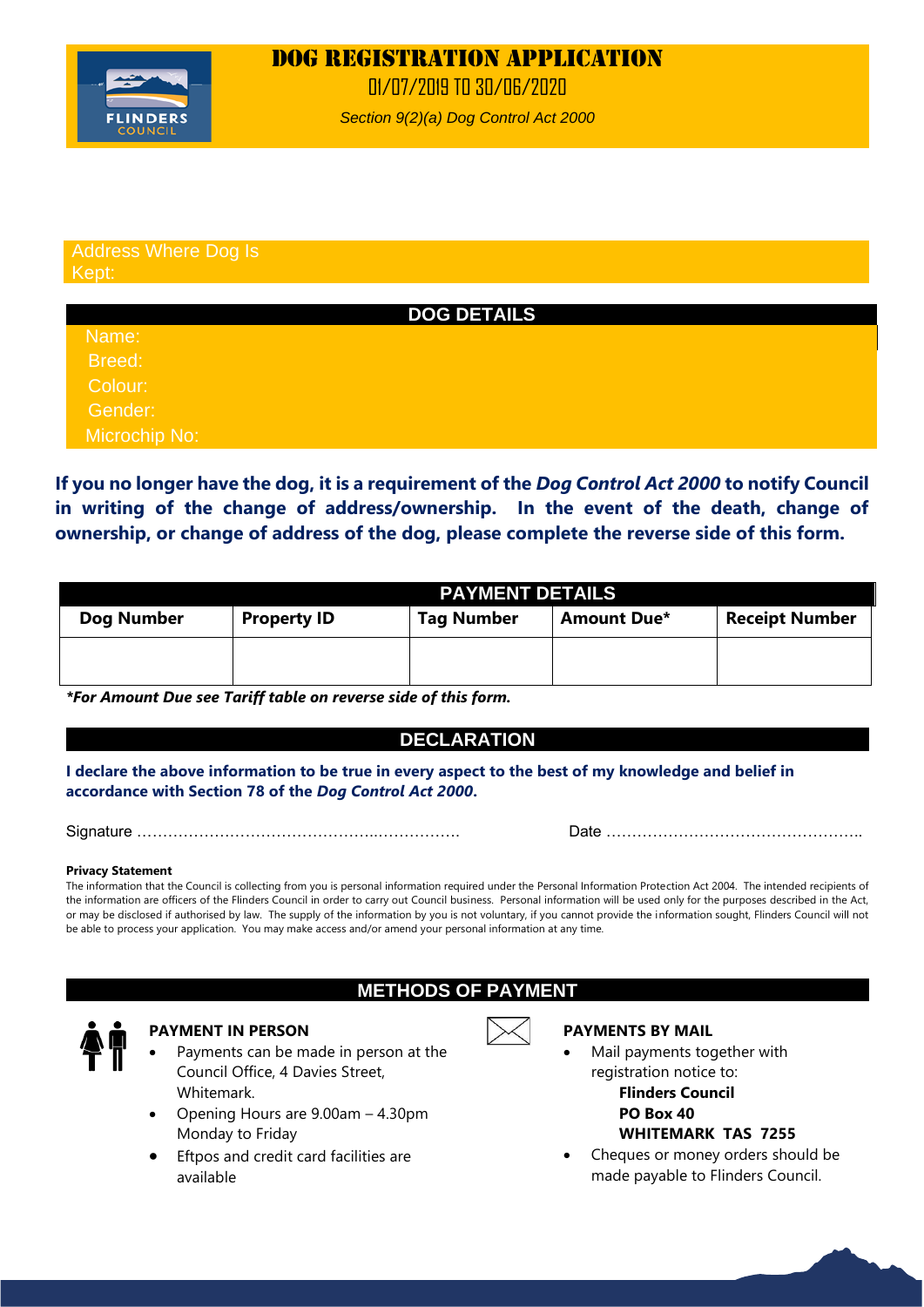# DOG REGISTRATION APPLICATION

01/07/2019 TO 30/06/2020

*Section 9(2)(a) Dog Control Act 2000*

Address Where Dog Is Kept:

## DOG DETAILS

Name:

Breed:

Colour:

Gender:

Microchip No:

**If you no longer have the dog, it is a requirement of the *Dog Control Act 2000* to notify Council in writing of the change of address/ownership. In the event of the death, change of ownership, or change of address of the dog, please complete the reverse side of this form.**

## PAYMENT DETAILS

| Dog Number | Property ID | Tag Number | Amount Due* | Receipt Number |
|---|---|---|---|---|
| | | | | |

***For Amount Due see Tariff table on reverse side of this form.***

## DECLARATION

**I declare the above information to be true in every aspect to the best of my knowledge and belief in accordance with Section 78 of the *Dog Control Act 2000*.**

Signature ……………………………………..……………. Date …………………………………………..

**Privacy Statement**

The information that the Council is collecting from you is personal information required under the Personal Information Protection Act 2004. The intended recipients of the information are officers of the Flinders Council in order to carry out Council business. Personal information will be used only for the purposes described in the Act, or may be disclosed if authorised by law. The supply of the information by you is not voluntary, if you cannot provide the information sought, Flinders Council will not be able to process your application. You may make access and/or amend your personal information at any time.

## METHODS OF PAYMENT

**PAYMENT IN PERSON**

- Payments can be made in person at the Council Office, 4 Davies Street, Whitemark.
- Opening Hours are 9.00am – 4.30pm Monday to Friday
- Eftpos and credit card facilities are available

**PAYMENTS BY MAIL**

- Mail payments together with registration notice to:
  **Flinders Council**
  **PO Box 40**
  **WHITEMARK TAS 7255**
- Cheques or money orders should be made payable to Flinders Council.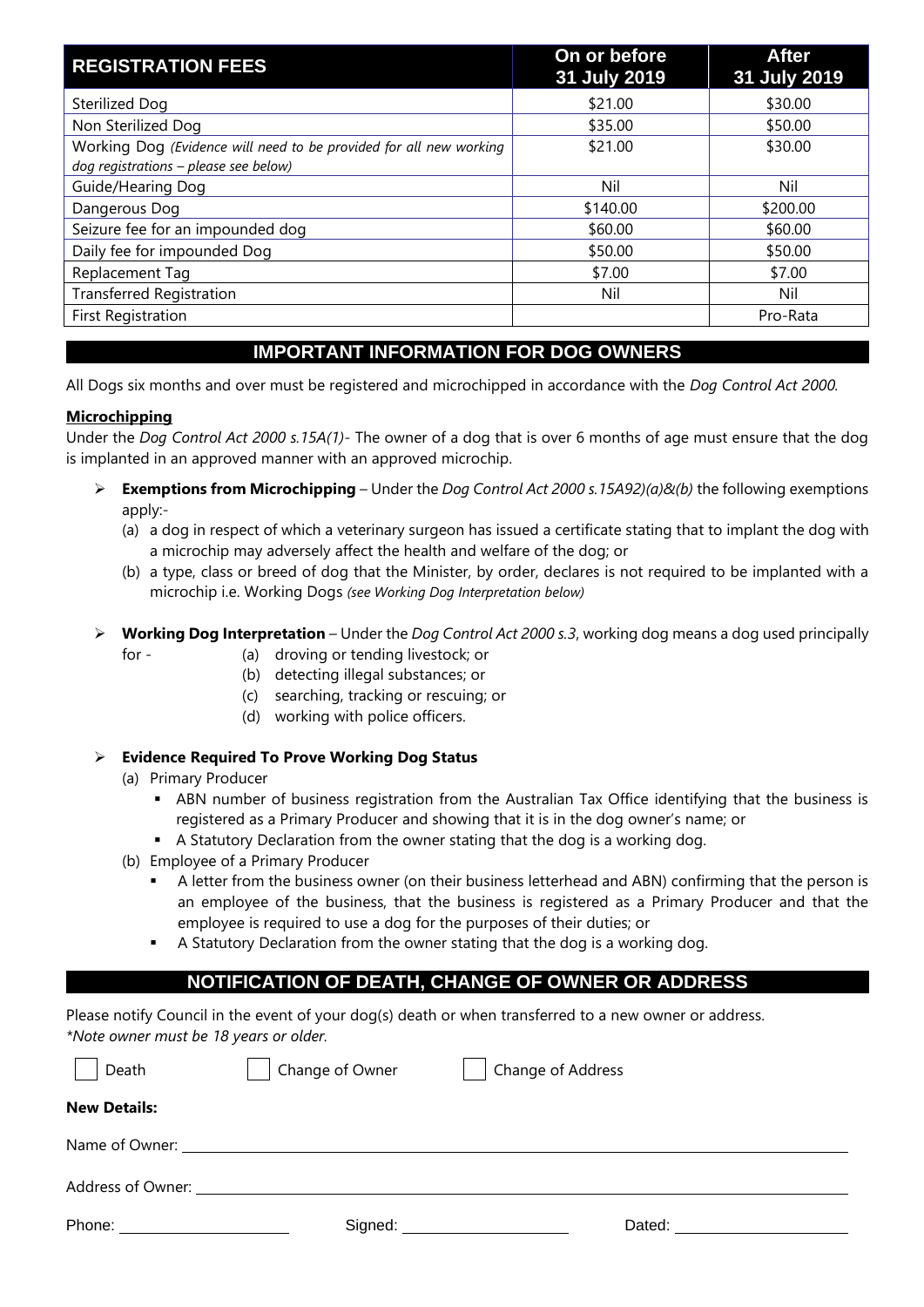| REGISTRATION FEES | On or before 31 July 2019 | After 31 July 2019 |
|---|---|---|
| Sterilized Dog | $21.00 | $30.00 |
| Non Sterilized Dog | $35.00 | $50.00 |
| Working Dog *(Evidence will need to be provided for all new working dog registrations – please see below)* | $21.00 | $30.00 |
| Guide/Hearing Dog | Nil | Nil |
| Dangerous Dog | $140.00 | $200.00 |
| Seizure fee for an impounded dog | $60.00 | $60.00 |
| Daily fee for impounded Dog | $50.00 | $50.00 |
| Replacement Tag | $7.00 | $7.00 |
| Transferred Registration | Nil | Nil |
| First Registration | | Pro-Rata |

## IMPORTANT INFORMATION FOR DOG OWNERS

All Dogs six months and over must be registered and microchipped in accordance with the *Dog Control Act 2000.*

**Microchipping**

Under the *Dog Control Act 2000 s.15A(1)*- The owner of a dog that is over 6 months of age must ensure that the dog is implanted in an approved manner with an approved microchip.

- **Exemptions from Microchipping** – Under the *Dog Control Act 2000 s.15A92)(a)&(b)* the following exemptions apply:-
  - (a) a dog in respect of which a veterinary surgeon has issued a certificate stating that to implant the dog with a microchip may adversely affect the health and welfare of the dog; or
  - (b) a type, class or breed of dog that the Minister, by order, declares is not required to be implanted with a microchip i.e. Working Dogs *(see Working Dog Interpretation below)*

- **Working Dog Interpretation** – Under the *Dog Control Act 2000 s.3*, working dog means a dog used principally for -
  - (a) droving or tending livestock; or
  - (b) detecting illegal substances; or
  - (c) searching, tracking or rescuing; or
  - (d) working with police officers.

- **Evidence Required To Prove Working Dog Status**
  - (a) Primary Producer
    - ABN number of business registration from the Australian Tax Office identifying that the business is registered as a Primary Producer and showing that it is in the dog owner's name; or
    - A Statutory Declaration from the owner stating that the dog is a working dog.
  - (b) Employee of a Primary Producer
    - A letter from the business owner (on their business letterhead and ABN) confirming that the person is an employee of the business, that the business is registered as a Primary Producer and that the employee is required to use a dog for the purposes of their duties; or
    - A Statutory Declaration from the owner stating that the dog is a working dog.

## NOTIFICATION OF DEATH, CHANGE OF OWNER OR ADDRESS

Please notify Council in the event of your dog(s) death or when transferred to a new owner or address.
*\*Note owner must be 18 years or older.*

☐ Death ☐ Change of Owner ☐ Change of Address

**New Details:**

Name of Owner: ______________________________

Address of Owner: ______________________________

Phone: ____________ Signed: ____________ Dated: ____________